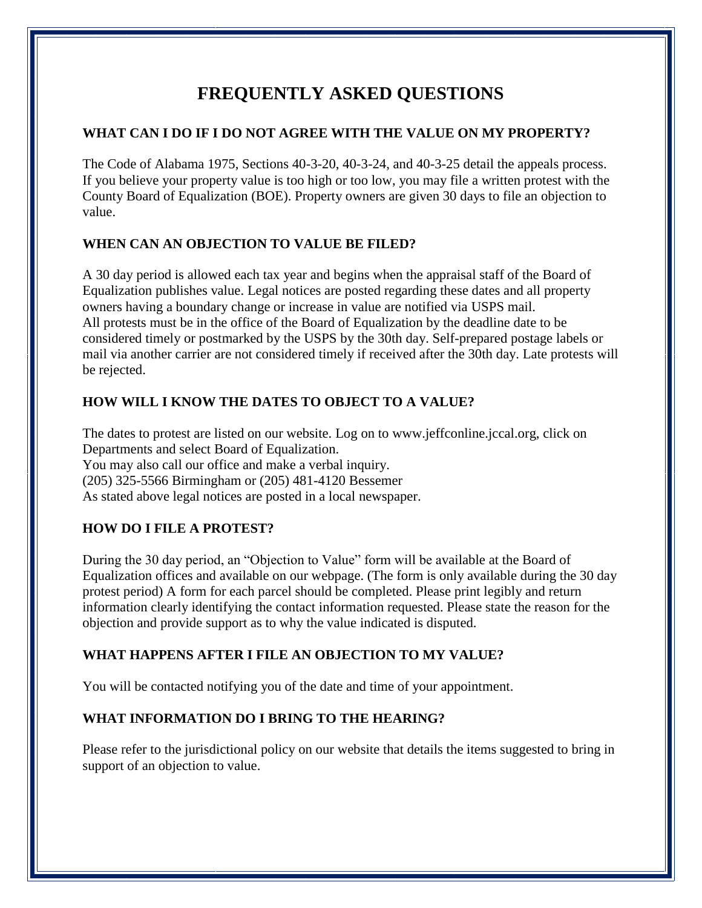# FREQUENTLY ASKED QUESTIONS

## WHAT CAN I DO IF I DO NOT AGREE WITH THE VALUE ON MY PROPERTY?

The Code of Alabama 1975, Sections 40-3-20, 40-3-24, and 40-3-25 detail the appeals process. If you believe your property value is too high or too low, you may file a written protest with the County Board of Equalization (BOE). Property owners are given 30 days to file an objection to value.

## WHEN CAN AN OBJECTION TO VALUE BE FILED?

A 30 day period is allowed each tax year and begins when the appraisal staff of the Board of Equalization publishes value. Legal notices are posted regarding these dates and all property owners having a boundary change or increase in value are notified via USPS mail.
All protests must be in the office of the Board of Equalization by the deadline date to be considered timely or postmarked by the USPS by the 30th day. Self-prepared postage labels or mail via another carrier are not considered timely if received after the 30th day. Late protests will be rejected.

## HOW WILL I KNOW THE DATES TO OBJECT TO A VALUE?

The dates to protest are listed on our website. Log on to www.jeffconline.jccal.org, click on Departments and select Board of Equalization.
You may also call our office and make a verbal inquiry.
(205) 325-5566 Birmingham or (205) 481-4120 Bessemer
As stated above legal notices are posted in a local newspaper.

## HOW DO I FILE A PROTEST?

During the 30 day period, an "Objection to Value" form will be available at the Board of Equalization offices and available on our webpage. (The form is only available during the 30 day protest period) A form for each parcel should be completed. Please print legibly and return information clearly identifying the contact information requested. Please state the reason for the objection and provide support as to why the value indicated is disputed.

## WHAT HAPPENS AFTER I FILE AN OBJECTION TO MY VALUE?

You will be contacted notifying you of the date and time of your appointment.

## WHAT INFORMATION DO I BRING TO THE HEARING?

Please refer to the jurisdictional policy on our website that details the items suggested to bring in support of an objection to value.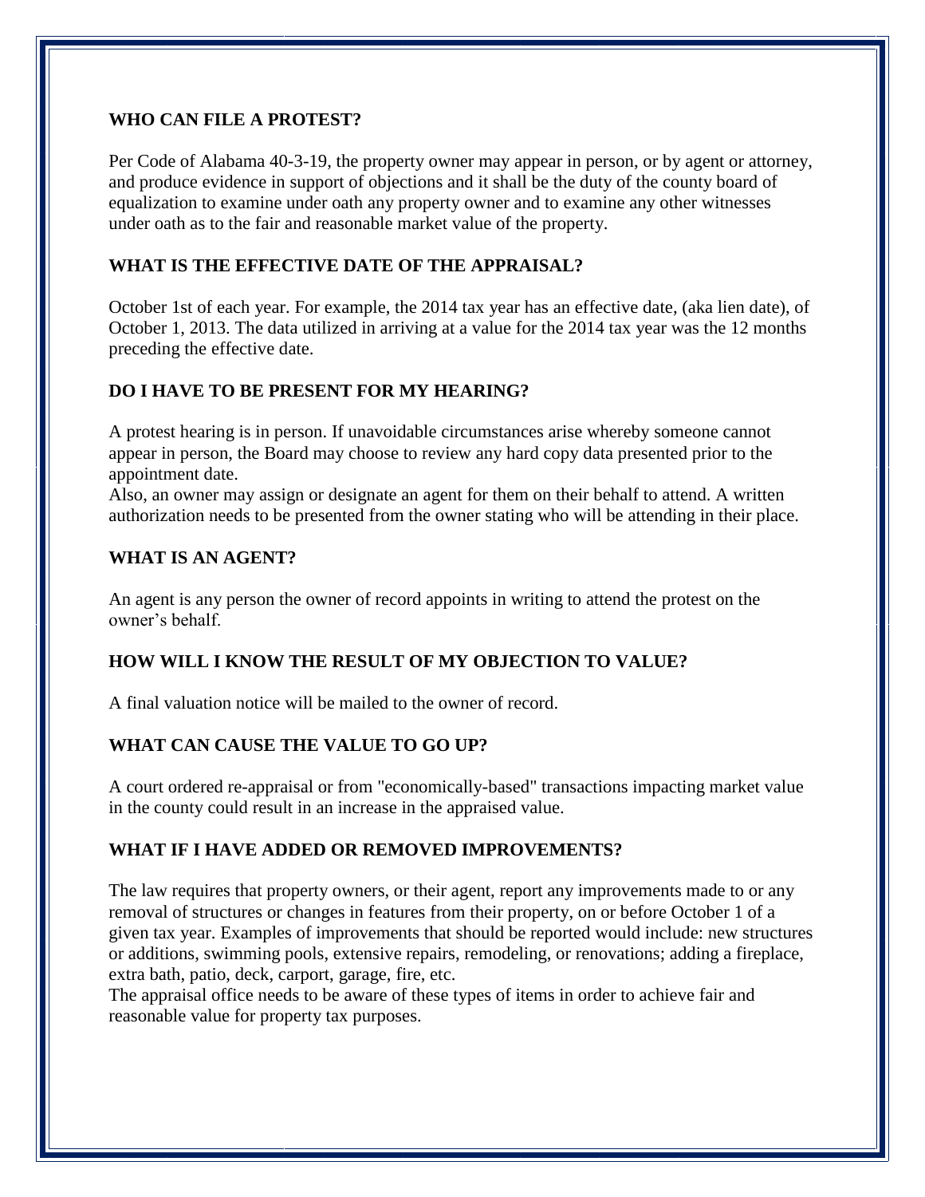### WHO CAN FILE A PROTEST?

Per Code of Alabama 40-3-19, the property owner may appear in person, or by agent or attorney, and produce evidence in support of objections and it shall be the duty of the county board of equalization to examine under oath any property owner and to examine any other witnesses under oath as to the fair and reasonable market value of the property.

### WHAT IS THE EFFECTIVE DATE OF THE APPRAISAL?

October 1st of each year. For example, the 2014 tax year has an effective date, (aka lien date), of October 1, 2013. The data utilized in arriving at a value for the 2014 tax year was the 12 months preceding the effective date.

### DO I HAVE TO BE PRESENT FOR MY HEARING?

A protest hearing is in person. If unavoidable circumstances arise whereby someone cannot appear in person, the Board may choose to review any hard copy data presented prior to the appointment date.

Also, an owner may assign or designate an agent for them on their behalf to attend. A written authorization needs to be presented from the owner stating who will be attending in their place.

### WHAT IS AN AGENT?

An agent is any person the owner of record appoints in writing to attend the protest on the owner's behalf.

### HOW WILL I KNOW THE RESULT OF MY OBJECTION TO VALUE?

A final valuation notice will be mailed to the owner of record.

### WHAT CAN CAUSE THE VALUE TO GO UP?

A court ordered re-appraisal or from "economically-based" transactions impacting market value in the county could result in an increase in the appraised value.

### WHAT IF I HAVE ADDED OR REMOVED IMPROVEMENTS?

The law requires that property owners, or their agent, report any improvements made to or any removal of structures or changes in features from their property, on or before October 1 of a given tax year. Examples of improvements that should be reported would include: new structures or additions, swimming pools, extensive repairs, remodeling, or renovations; adding a fireplace, extra bath, patio, deck, carport, garage, fire, etc.

The appraisal office needs to be aware of these types of items in order to achieve fair and reasonable value for property tax purposes.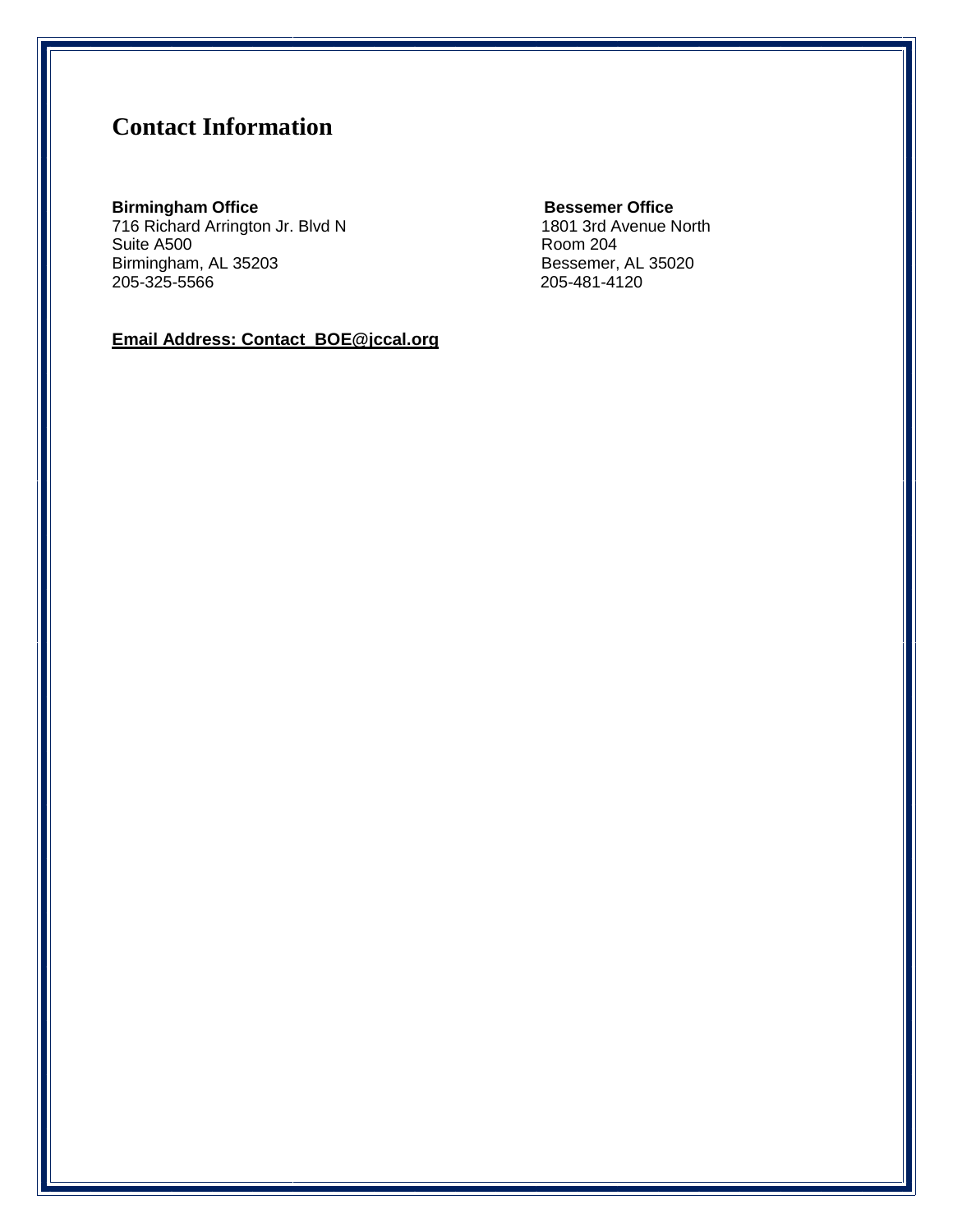# Contact Information

**Birmingham Office**
716 Richard Arrington Jr. Blvd N
Suite A500
Birmingham, AL 35203
205-325-5566

**Bessemer Office**
1801 3rd Avenue North
Room 204
Bessemer, AL 35020
205-481-4120

**Email Address: Contact_BOE@jccal.org**